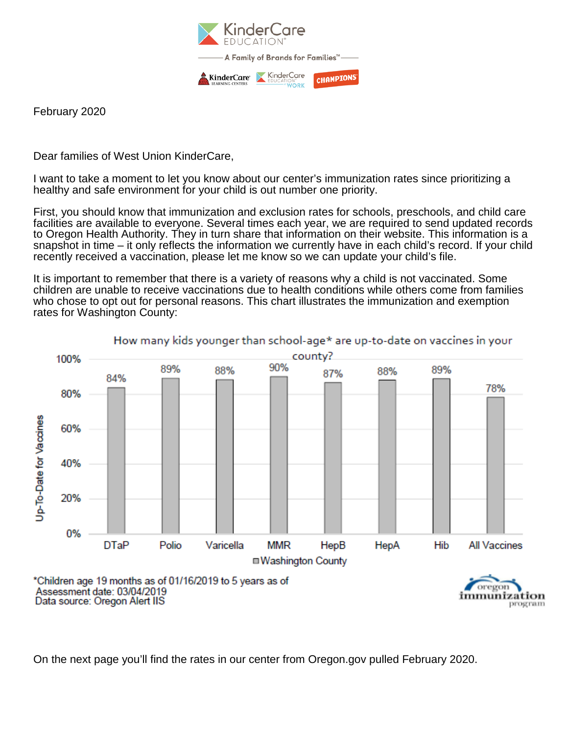February 2020

Dear families of West Union KinderCare,

I want to take a moment to let you know about our center's immunization rates since prioritizing a healthy and safe environment for your child is out number one priority.

First, you should know that immunization and exclusion rates for schools, preschools, and child care facilities are available to everyone. Several times each year, we are required to send updated records to Oregon Health Authority. They in turn share that information on their website. This information is a snapshot in time – it only reflects the information we currently have in each child's record. If your child recently received a vaccination, please let me know so we can update your child's file.

It is important to remember that there is a variety of reasons why a child is not vaccinated. Some children are unable to receive vaccinations due to health conditions while others come from families who chose to opt out for personal reasons. This chart illustrates the immunization and exemption rates for Washington County:

**How many kids younger than school-age* are up-to-date on vaccines in your county?**

| Vaccine | Washington County (Up-To-Date for Vaccines) |
|---|---|
| DTaP | 84% |
| Polio | 89% |
| Varicella | 88% |
| MMR | 90% |
| HepB | 87% |
| HepA | 88% |
| Hib | 89% |
| All Vaccines | 78% |

*Children age 19 months as of 01/16/2019 to 5 years as of
Assessment date: 03/04/2019
Data source: Oregon Alert IIS

oregon immunization program

On the next page you'll find the rates in our center from Oregon.gov pulled February 2020.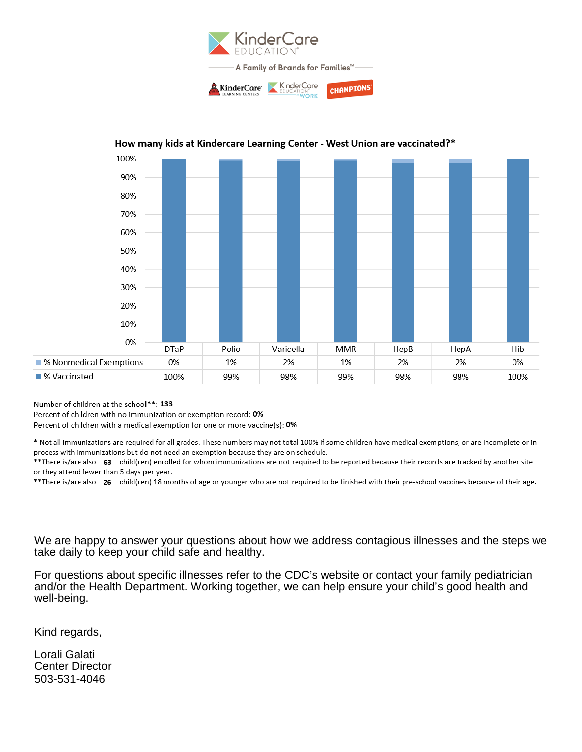KinderCare EDUCATION

A Family of Brands for Families™

KinderCare LEARNING CENTERS · KinderCare EDUCATION at WORK · CHAMPIONS

## How many kids at Kindercare Learning Center - West Union are vaccinated?*

100%
90%
80%
70%
60%
50%
40%
30%
20%
10%
0%

| | DTaP | Polio | Varicella | MMR | HepB | HepA | Hib |
|---|---|---|---|---|---|---|---|
| % Nonmedical Exemptions | 0% | 1% | 2% | 1% | 2% | 2% | 0% |
| % Vaccinated | 100% | 99% | 98% | 99% | 98% | 98% | 100% |

Number of children at the school**: **133**

Percent of children with no immunization or exemption record: **0%**

Percent of children with a medical exemption for one or more vaccine(s): **0%**

* Not all immunizations are required for all grades. These numbers may not total 100% if some children have medical exemptions, or are incomplete or in process with immunizations but do not need an exemption because they are on schedule.

**There is/are also **63** child(ren) enrolled for whom immunizations are not required to be reported because their records are tracked by another site or they attend fewer than 5 days per year.

**There is/are also **26** child(ren) 18 months of age or younger who are not required to be finished with their pre-school vaccines because of their age.

We are happy to answer your questions about how we address contagious illnesses and the steps we take daily to keep your child safe and healthy.

For questions about specific illnesses refer to the CDC's website or contact your family pediatrician and/or the Health Department. Working together, we can help ensure your child's good health and well-being.

Kind regards,

Lorali Galati
Center Director
503-531-4046